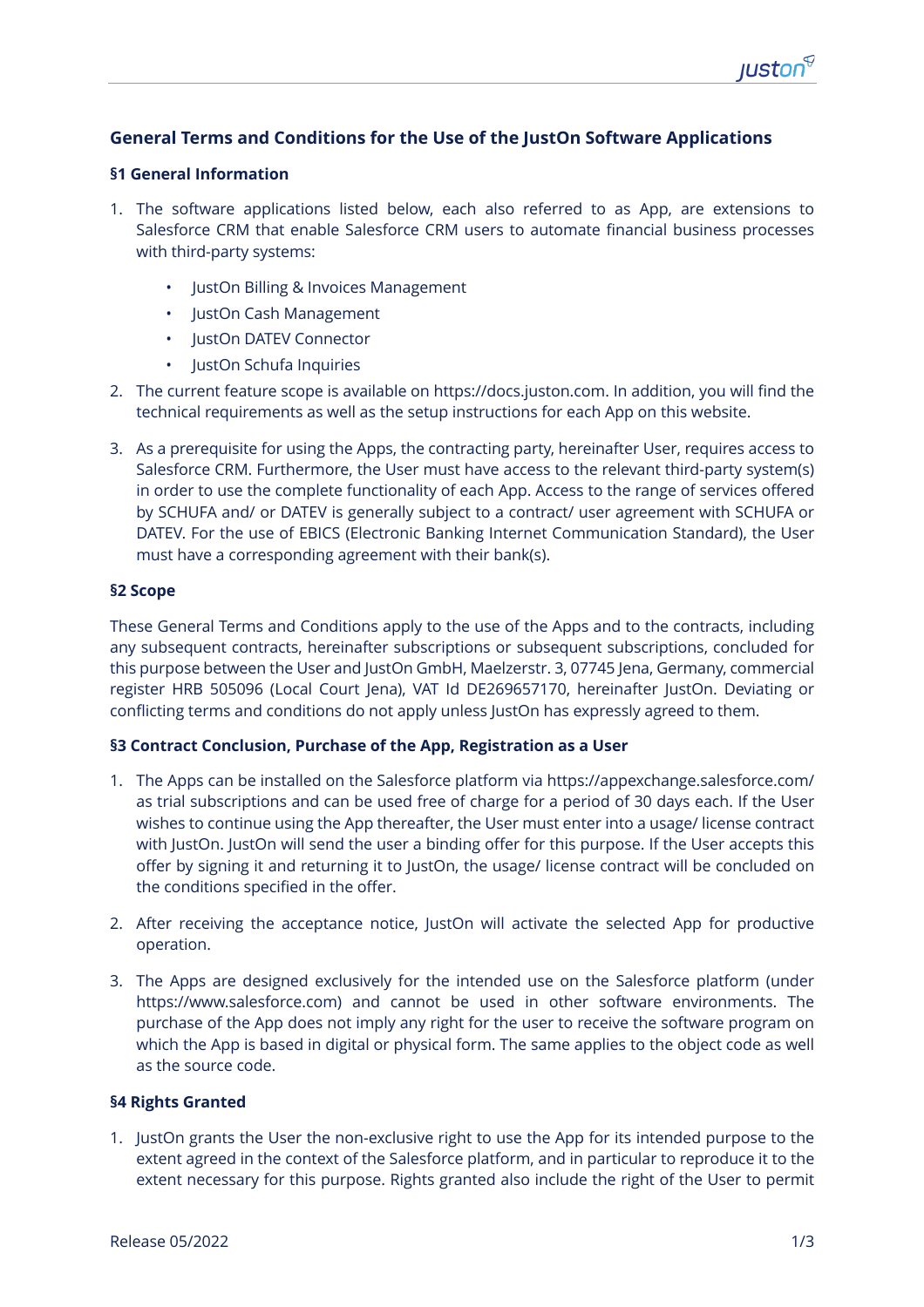# General Terms and Conditions for the Use of the JustOn Software Applications

## §1 General Information

1. The software applications listed below, each also referred to as App, are extensions to Salesforce CRM that enable Salesforce CRM users to automate financial business processes with third-party systems:
   - JustOn Billing & Invoices Management
   - JustOn Cash Management
   - JustOn DATEV Connector
   - JustOn Schufa Inquiries
2. The current feature scope is available on https://docs.juston.com. In addition, you will find the technical requirements as well as the setup instructions for each App on this website.
3. As a prerequisite for using the Apps, the contracting party, hereinafter User, requires access to Salesforce CRM. Furthermore, the User must have access to the relevant third-party system(s) in order to use the complete functionality of each App. Access to the range of services offered by SCHUFA and/ or DATEV is generally subject to a contract/ user agreement with SCHUFA or DATEV. For the use of EBICS (Electronic Banking Internet Communication Standard), the User must have a corresponding agreement with their bank(s).

## §2 Scope

These General Terms and Conditions apply to the use of the Apps and to the contracts, including any subsequent contracts, hereinafter subscriptions or subsequent subscriptions, concluded for this purpose between the User and JustOn GmbH, Maelzerstr. 3, 07745 Jena, Germany, commercial register HRB 505096 (Local Court Jena), VAT Id DE269657170, hereinafter JustOn. Deviating or conflicting terms and conditions do not apply unless JustOn has expressly agreed to them.

## §3 Contract Conclusion, Purchase of the App, Registration as a User

1. The Apps can be installed on the Salesforce platform via https://appexchange.salesforce.com/ as trial subscriptions and can be used free of charge for a period of 30 days each. If the User wishes to continue using the App thereafter, the User must enter into a usage/ license contract with JustOn. JustOn will send the user a binding offer for this purpose. If the User accepts this offer by signing it and returning it to JustOn, the usage/ license contract will be concluded on the conditions specified in the offer.
2. After receiving the acceptance notice, JustOn will activate the selected App for productive operation.
3. The Apps are designed exclusively for the intended use on the Salesforce platform (under https://www.salesforce.com) and cannot be used in other software environments. The purchase of the App does not imply any right for the user to receive the software program on which the App is based in digital or physical form. The same applies to the object code as well as the source code.

## §4 Rights Granted

1. JustOn grants the User the non-exclusive right to use the App for its intended purpose to the extent agreed in the context of the Salesforce platform, and in particular to reproduce it to the extent necessary for this purpose. Rights granted also include the right of the User to permit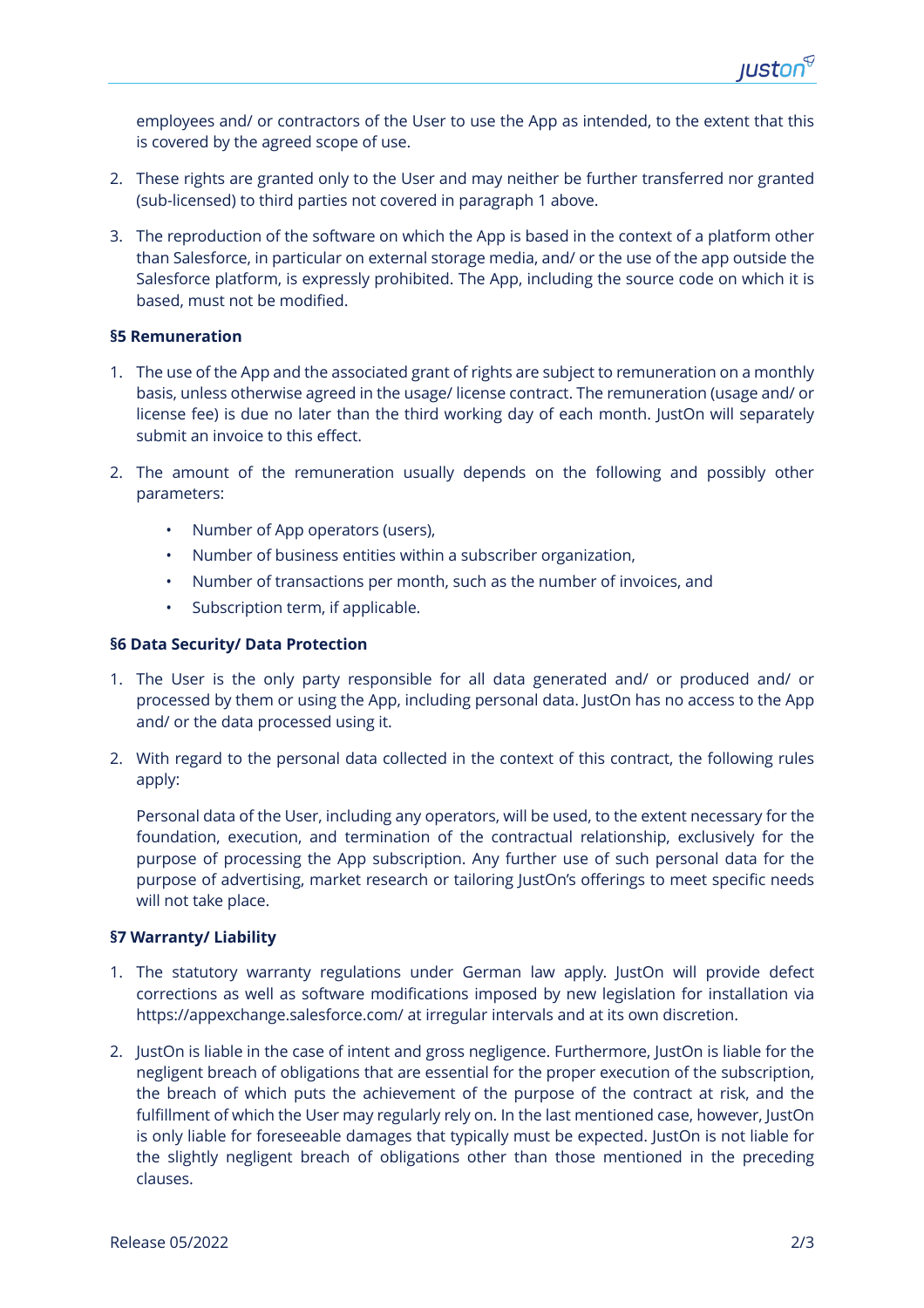employees and/ or contractors of the User to use the App as intended, to the extent that this is covered by the agreed scope of use.

2. These rights are granted only to the User and may neither be further transferred nor granted (sub-licensed) to third parties not covered in paragraph 1 above.

3. The reproduction of the software on which the App is based in the context of a platform other than Salesforce, in particular on external storage media, and/ or the use of the app outside the Salesforce platform, is expressly prohibited. The App, including the source code on which it is based, must not be modified.

**§5 Remuneration**

1. The use of the App and the associated grant of rights are subject to remuneration on a monthly basis, unless otherwise agreed in the usage/ license contract. The remuneration (usage and/ or license fee) is due no later than the third working day of each month. JustOn will separately submit an invoice to this effect.

2. The amount of the remuneration usually depends on the following and possibly other parameters:

    - Number of App operators (users),
    - Number of business entities within a subscriber organization,
    - Number of transactions per month, such as the number of invoices, and
    - Subscription term, if applicable.

**§6 Data Security/ Data Protection**

1. The User is the only party responsible for all data generated and/ or produced and/ or processed by them or using the App, including personal data. JustOn has no access to the App and/ or the data processed using it.

2. With regard to the personal data collected in the context of this contract, the following rules apply:

    Personal data of the User, including any operators, will be used, to the extent necessary for the foundation, execution, and termination of the contractual relationship, exclusively for the purpose of processing the App subscription. Any further use of such personal data for the purpose of advertising, market research or tailoring JustOn's offerings to meet specific needs will not take place.

**§7 Warranty/ Liability**

1. The statutory warranty regulations under German law apply. JustOn will provide defect corrections as well as software modifications imposed by new legislation for installation via https://appexchange.salesforce.com/ at irregular intervals and at its own discretion.

2. JustOn is liable in the case of intent and gross negligence. Furthermore, JustOn is liable for the negligent breach of obligations that are essential for the proper execution of the subscription, the breach of which puts the achievement of the purpose of the contract at risk, and the fulfillment of which the User may regularly rely on. In the last mentioned case, however, JustOn is only liable for foreseeable damages that typically must be expected. JustOn is not liable for the slightly negligent breach of obligations other than those mentioned in the preceding clauses.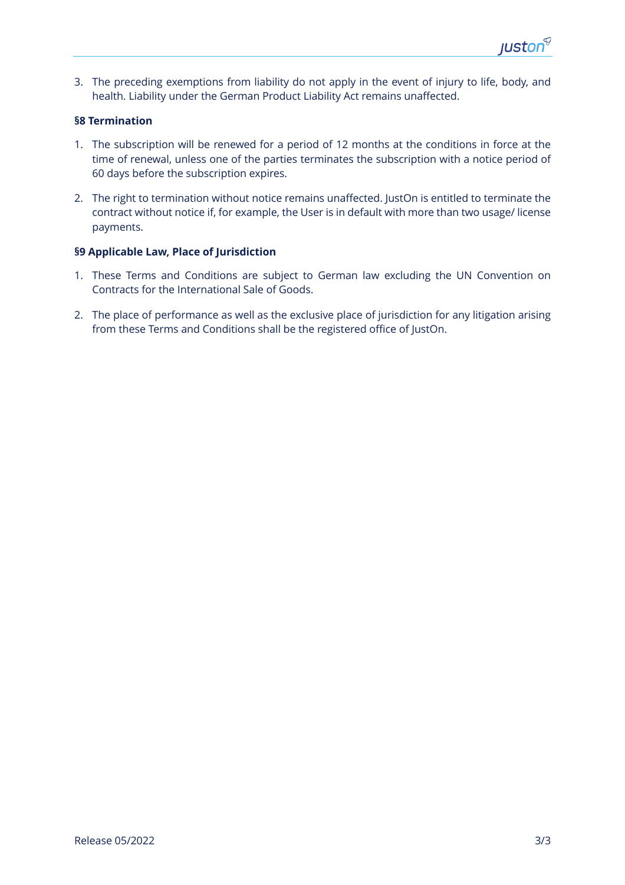3. The preceding exemptions from liability do not apply in the event of injury to life, body, and health. Liability under the German Product Liability Act remains unaffected.

**§8 Termination**

1. The subscription will be renewed for a period of 12 months at the conditions in force at the time of renewal, unless one of the parties terminates the subscription with a notice period of 60 days before the subscription expires.

2. The right to termination without notice remains unaffected. JustOn is entitled to terminate the contract without notice if, for example, the User is in default with more than two usage/ license payments.

**§9 Applicable Law, Place of Jurisdiction**

1. These Terms and Conditions are subject to German law excluding the UN Convention on Contracts for the International Sale of Goods.

2. The place of performance as well as the exclusive place of jurisdiction for any litigation arising from these Terms and Conditions shall be the registered office of JustOn.

Release 05/2022